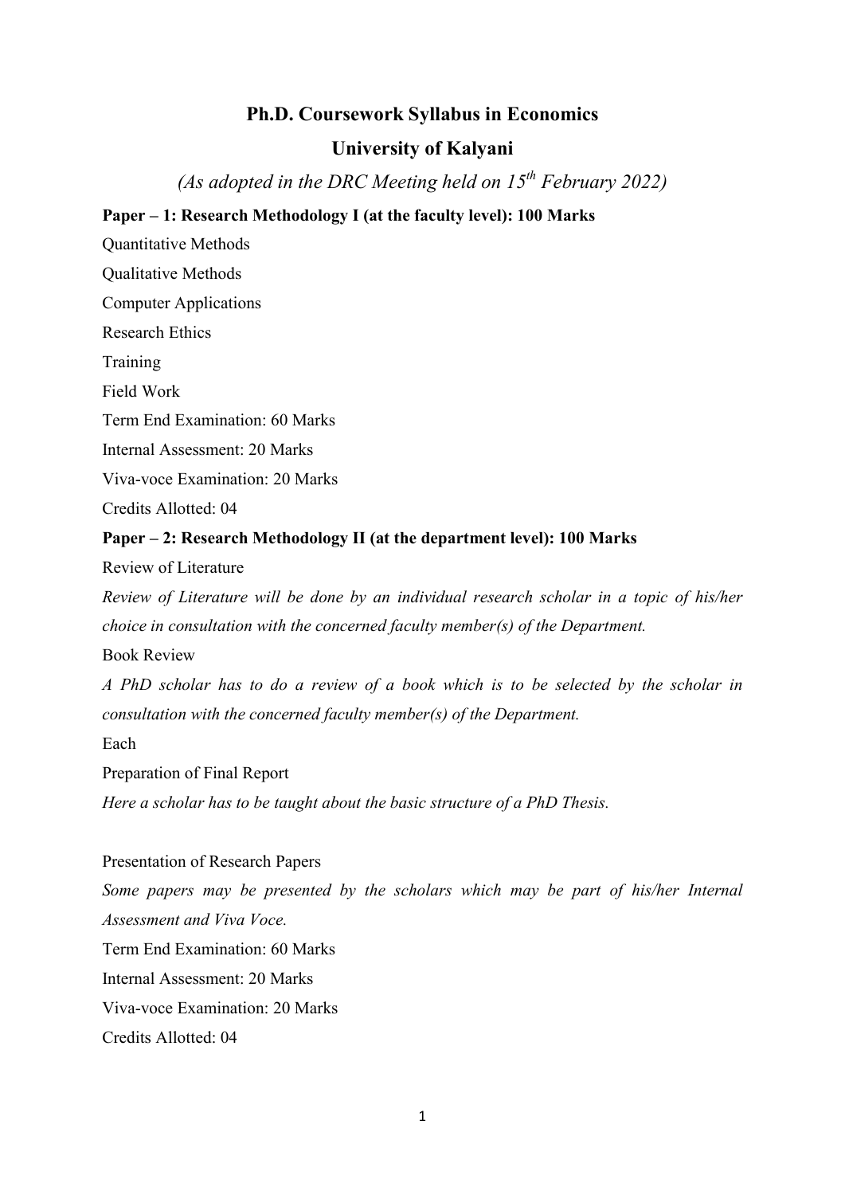# Ph.D. Coursework Syllabus in Economics

## University of Kalyani

*(As adopted in the DRC Meeting held on 15th February 2022)*

**Paper – 1: Research Methodology I (at the faculty level): 100 Marks**

Quantitative Methods

Qualitative Methods

Computer Applications

Research Ethics

Training

Field Work

Term End Examination: 60 Marks

Internal Assessment: 20 Marks

Viva-voce Examination: 20 Marks

Credits Allotted: 04

**Paper – 2: Research Methodology II (at the department level): 100 Marks**

Review of Literature

*Review of Literature will be done by an individual research scholar in a topic of his/her choice in consultation with the concerned faculty member(s) of the Department.*

Book Review

*A PhD scholar has to do a review of a book which is to be selected by the scholar in consultation with the concerned faculty member(s) of the Department.*

Each

Preparation of Final Report

*Here a scholar has to be taught about the basic structure of a PhD Thesis.*

Presentation of Research Papers

*Some papers may be presented by the scholars which may be part of his/her Internal Assessment and Viva Voce.*

Term End Examination: 60 Marks

Internal Assessment: 20 Marks

Viva-voce Examination: 20 Marks

Credits Allotted: 04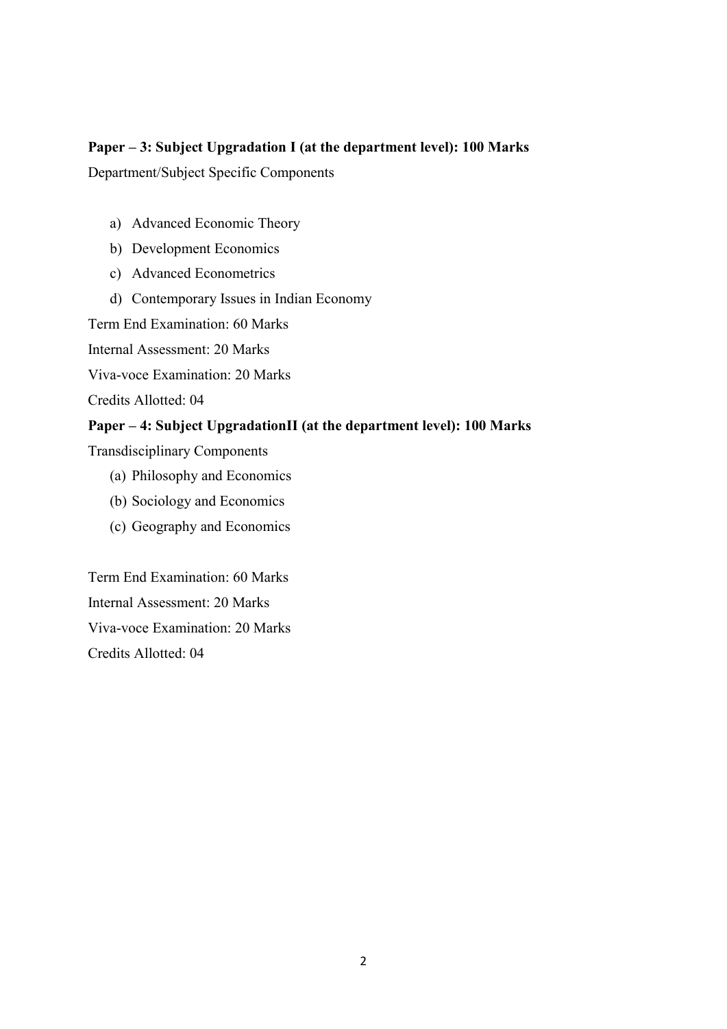**Paper – 3: Subject Upgradation I (at the department level): 100 Marks**

Department/Subject Specific Components

a) Advanced Economic Theory
b) Development Economics
c) Advanced Econometrics
d) Contemporary Issues in Indian Economy

Term End Examination: 60 Marks

Internal Assessment: 20 Marks

Viva-voce Examination: 20 Marks

Credits Allotted: 04

**Paper – 4: Subject UpgradationII (at the department level): 100 Marks**

Transdisciplinary Components

(a) Philosophy and Economics
(b) Sociology and Economics
(c) Geography and Economics

Term End Examination: 60 Marks

Internal Assessment: 20 Marks

Viva-voce Examination: 20 Marks

Credits Allotted: 04